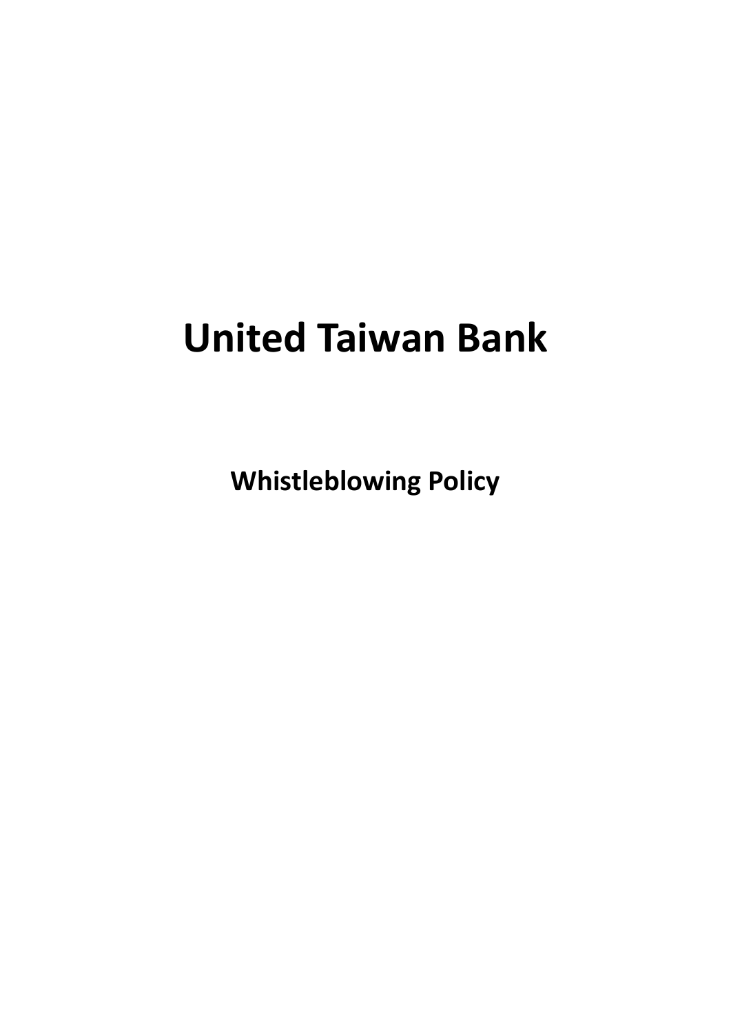# United Taiwan Bank

## Whistleblowing Policy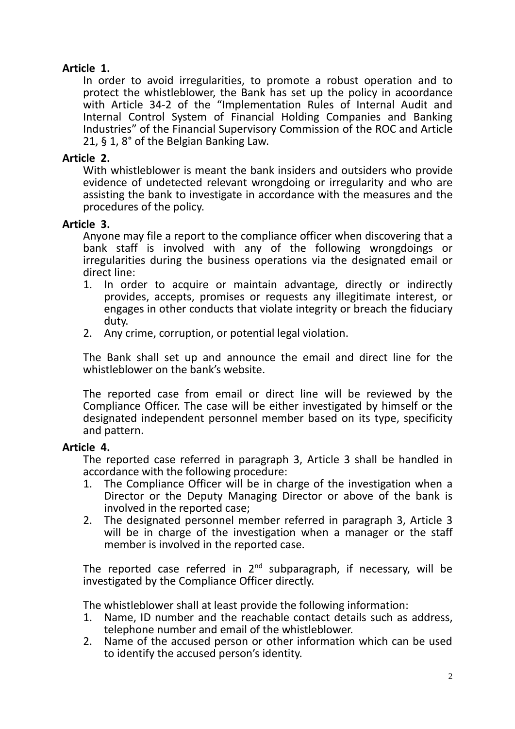**Article 1.**

In order to avoid irregularities, to promote a robust operation and to protect the whistleblower, the Bank has set up the policy in acoordance with Article 34-2 of the "Implementation Rules of Internal Audit and Internal Control System of Financial Holding Companies and Banking Industries" of the Financial Supervisory Commission of the ROC and Article 21, § 1, 8° of the Belgian Banking Law.

**Article 2.**

With whistleblower is meant the bank insiders and outsiders who provide evidence of undetected relevant wrongdoing or irregularity and who are assisting the bank to investigate in accordance with the measures and the procedures of the policy.

**Article 3.**

Anyone may file a report to the compliance officer when discovering that a bank staff is involved with any of the following wrongdoings or irregularities during the business operations via the designated email or direct line:

1. In order to acquire or maintain advantage, directly or indirectly provides, accepts, promises or requests any illegitimate interest, or engages in other conducts that violate integrity or breach the fiduciary duty.
2. Any crime, corruption, or potential legal violation.

The Bank shall set up and announce the email and direct line for the whistleblower on the bank's website.

The reported case from email or direct line will be reviewed by the Compliance Officer. The case will be either investigated by himself or the designated independent personnel member based on its type, specificity and pattern.

**Article 4.**

The reported case referred in paragraph 3, Article 3 shall be handled in accordance with the following procedure:

1. The Compliance Officer will be in charge of the investigation when a Director or the Deputy Managing Director or above of the bank is involved in the reported case;
2. The designated personnel member referred in paragraph 3, Article 3 will be in charge of the investigation when a manager or the staff member is involved in the reported case.

The reported case referred in 2nd subparagraph, if necessary, will be investigated by the Compliance Officer directly.

The whistleblower shall at least provide the following information:

1. Name, ID number and the reachable contact details such as address, telephone number and email of the whistleblower.
2. Name of the accused person or other information which can be used to identify the accused person's identity.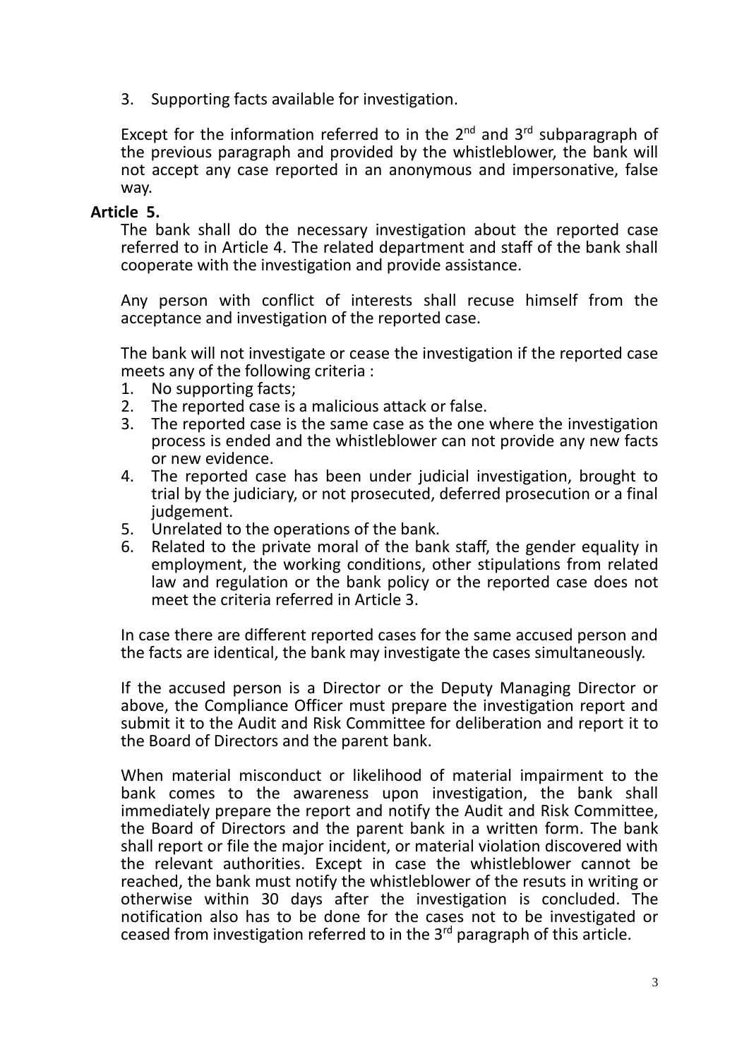3. Supporting facts available for investigation.

Except for the information referred to in the 2nd and 3rd subparagraph of the previous paragraph and provided by the whistleblower, the bank will not accept any case reported in an anonymous and impersonative, false way.

**Article 5.**

The bank shall do the necessary investigation about the reported case referred to in Article 4. The related department and staff of the bank shall cooperate with the investigation and provide assistance.

Any person with conflict of interests shall recuse himself from the acceptance and investigation of the reported case.

The bank will not investigate or cease the investigation if the reported case meets any of the following criteria :

1. No supporting facts;
2. The reported case is a malicious attack or false.
3. The reported case is the same case as the one where the investigation process is ended and the whistleblower can not provide any new facts or new evidence.
4. The reported case has been under judicial investigation, brought to trial by the judiciary, or not prosecuted, deferred prosecution or a final judgement.
5. Unrelated to the operations of the bank.
6. Related to the private moral of the bank staff, the gender equality in employment, the working conditions, other stipulations from related law and regulation or the bank policy or the reported case does not meet the criteria referred in Article 3.

In case there are different reported cases for the same accused person and the facts are identical, the bank may investigate the cases simultaneously.

If the accused person is a Director or the Deputy Managing Director or above, the Compliance Officer must prepare the investigation report and submit it to the Audit and Risk Committee for deliberation and report it to the Board of Directors and the parent bank.

When material misconduct or likelihood of material impairment to the bank comes to the awareness upon investigation, the bank shall immediately prepare the report and notify the Audit and Risk Committee, the Board of Directors and the parent bank in a written form. The bank shall report or file the major incident, or material violation discovered with the relevant authorities. Except in case the whistleblower cannot be reached, the bank must notify the whistleblower of the resuts in writing or otherwise within 30 days after the investigation is concluded. The notification also has to be done for the cases not to be investigated or ceased from investigation referred to in the 3rd paragraph of this article.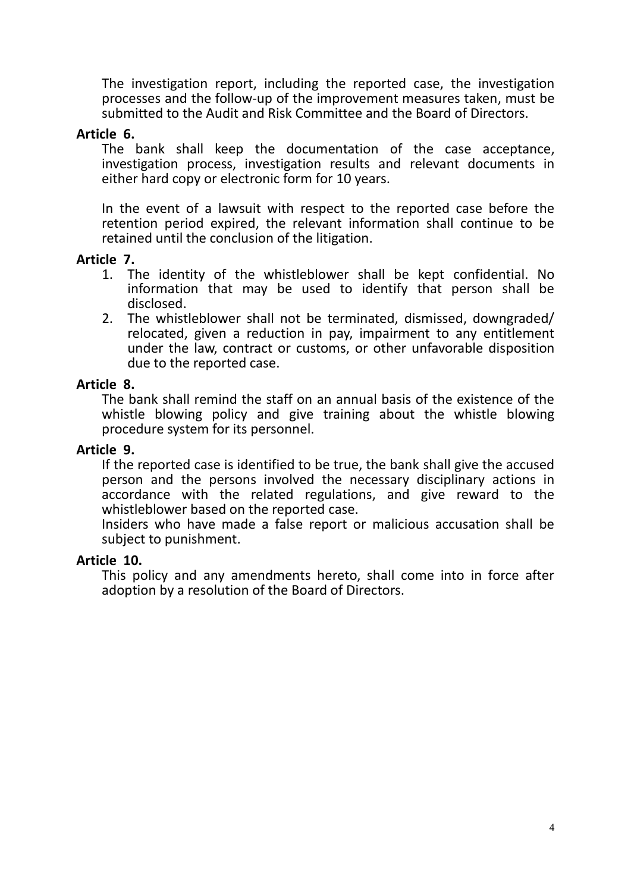The investigation report, including the reported case, the investigation processes and the follow-up of the improvement measures taken, must be submitted to the Audit and Risk Committee and the Board of Directors.

**Article 6.**

The bank shall keep the documentation of the case acceptance, investigation process, investigation results and relevant documents in either hard copy or electronic form for 10 years.

In the event of a lawsuit with respect to the reported case before the retention period expired, the relevant information shall continue to be retained until the conclusion of the litigation.

**Article 7.**

1. The identity of the whistleblower shall be kept confidential. No information that may be used to identify that person shall be disclosed.
2. The whistleblower shall not be terminated, dismissed, downgraded/ relocated, given a reduction in pay, impairment to any entitlement under the law, contract or customs, or other unfavorable disposition due to the reported case.

**Article 8.**

The bank shall remind the staff on an annual basis of the existence of the whistle blowing policy and give training about the whistle blowing procedure system for its personnel.

**Article 9.**

If the reported case is identified to be true, the bank shall give the accused person and the persons involved the necessary disciplinary actions in accordance with the related regulations, and give reward to the whistleblower based on the reported case.

Insiders who have made a false report or malicious accusation shall be subject to punishment.

**Article 10.**

This policy and any amendments hereto, shall come into in force after adoption by a resolution of the Board of Directors.